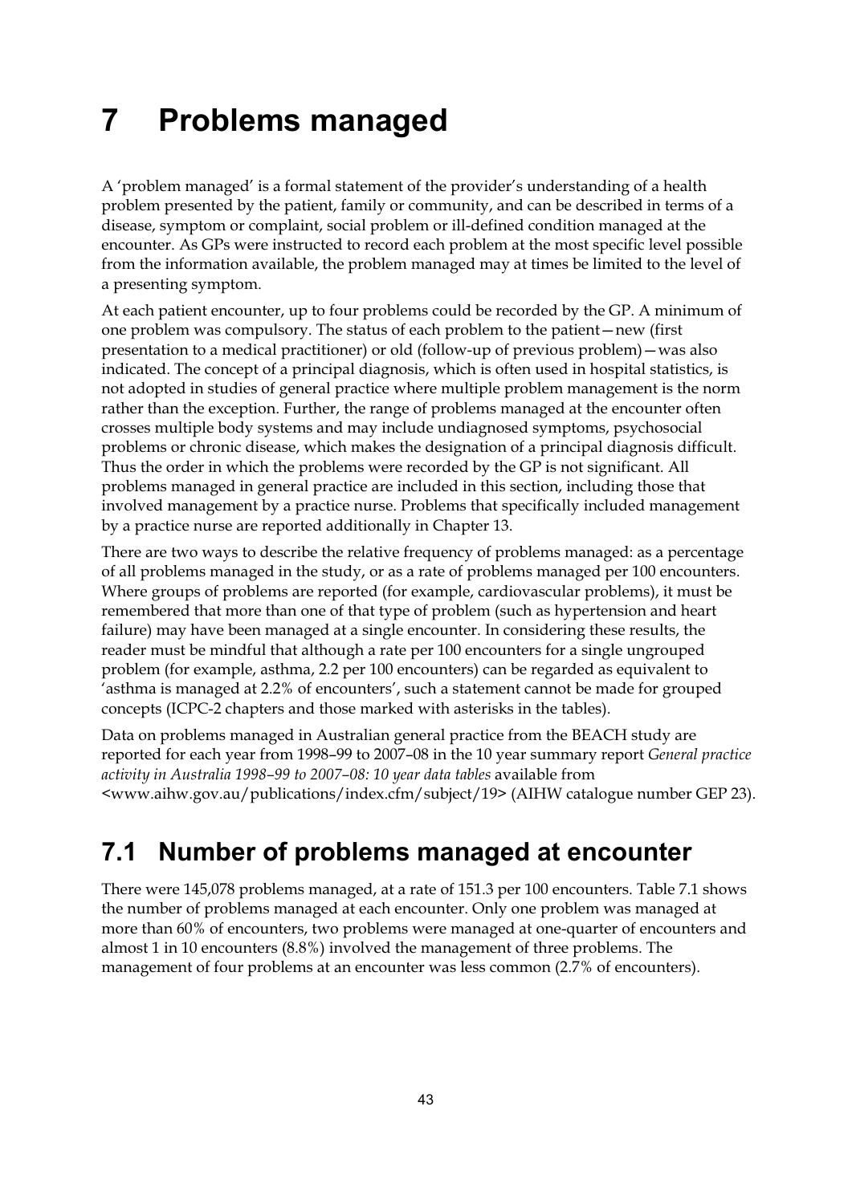# 7 Problems managed

A 'problem managed' is a formal statement of the provider's understanding of a health problem presented by the patient, family or community, and can be described in terms of a disease, symptom or complaint, social problem or ill-defined condition managed at the encounter. As GPs were instructed to record each problem at the most specific level possible from the information available, the problem managed may at times be limited to the level of a presenting symptom.

At each patient encounter, up to four problems could be recorded by the GP. A minimum of one problem was compulsory. The status of each problem to the patient—new (first presentation to a medical practitioner) or old (follow-up of previous problem)—was also indicated. The concept of a principal diagnosis, which is often used in hospital statistics, is not adopted in studies of general practice where multiple problem management is the norm rather than the exception. Further, the range of problems managed at the encounter often crosses multiple body systems and may include undiagnosed symptoms, psychosocial problems or chronic disease, which makes the designation of a principal diagnosis difficult. Thus the order in which the problems were recorded by the GP is not significant. All problems managed in general practice are included in this section, including those that involved management by a practice nurse. Problems that specifically included management by a practice nurse are reported additionally in Chapter 13.

There are two ways to describe the relative frequency of problems managed: as a percentage of all problems managed in the study, or as a rate of problems managed per 100 encounters. Where groups of problems are reported (for example, cardiovascular problems), it must be remembered that more than one of that type of problem (such as hypertension and heart failure) may have been managed at a single encounter. In considering these results, the reader must be mindful that although a rate per 100 encounters for a single ungrouped problem (for example, asthma, 2.2 per 100 encounters) can be regarded as equivalent to 'asthma is managed at 2.2% of encounters', such a statement cannot be made for grouped concepts (ICPC-2 chapters and those marked with asterisks in the tables).

Data on problems managed in Australian general practice from the BEACH study are reported for each year from 1998–99 to 2007–08 in the 10 year summary report *General practice activity in Australia 1998–99 to 2007–08: 10 year data tables* available from <www.aihw.gov.au/publications/index.cfm/subject/19> (AIHW catalogue number GEP 23).

## 7.1 Number of problems managed at encounter

There were 145,078 problems managed, at a rate of 151.3 per 100 encounters. Table 7.1 shows the number of problems managed at each encounter. Only one problem was managed at more than 60% of encounters, two problems were managed at one-quarter of encounters and almost 1 in 10 encounters (8.8%) involved the management of three problems. The management of four problems at an encounter was less common (2.7% of encounters).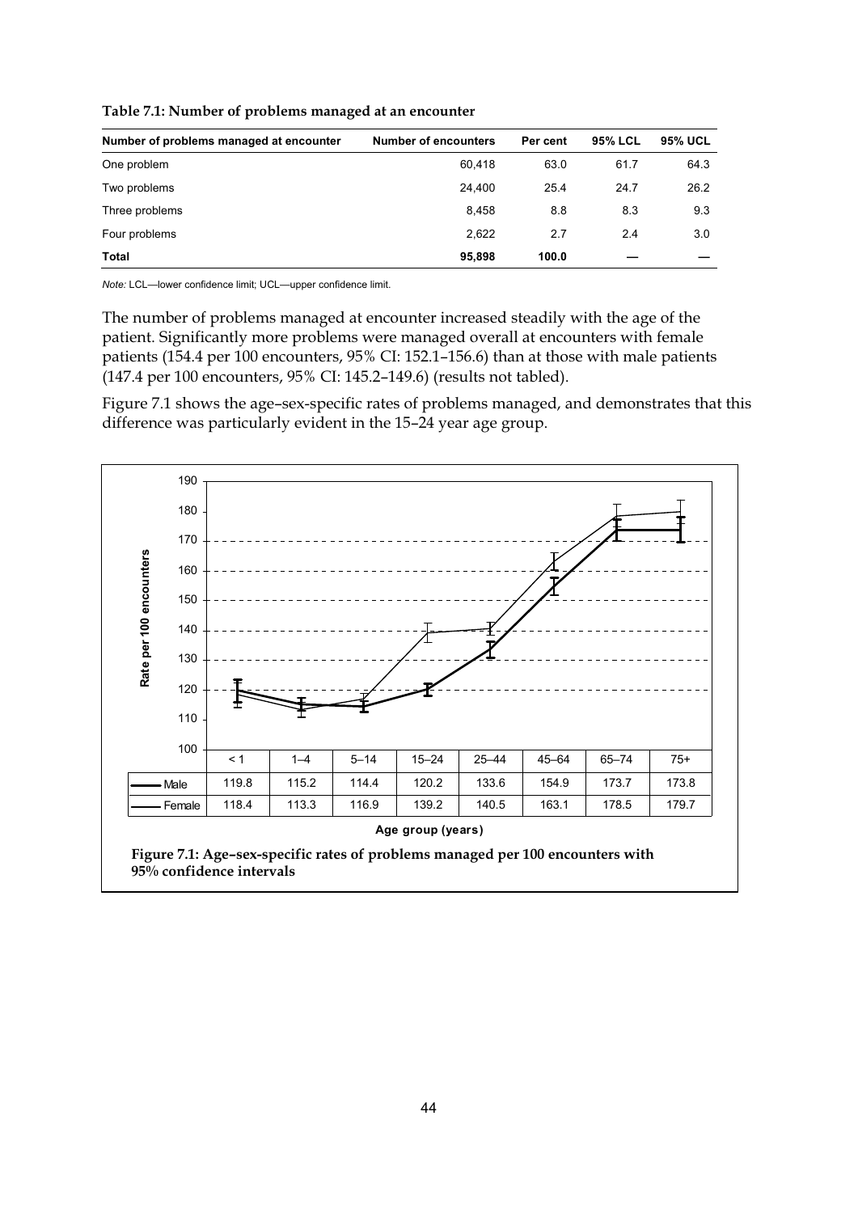**Table 7.1: Number of problems managed at an encounter**

| Number of problems managed at encounter | Number of encounters | Per cent | 95% LCL | 95% UCL |
|---|---|---|---|---|
| One problem | 60,418 | 63.0 | 61.7 | 64.3 |
| Two problems | 24,400 | 25.4 | 24.7 | 26.2 |
| Three problems | 8,458 | 8.8 | 8.3 | 9.3 |
| Four problems | 2,622 | 2.7 | 2.4 | 3.0 |
| **Total** | **95,898** | **100.0** | — | — |

*Note:* LCL—lower confidence limit; UCL—upper confidence limit.

The number of problems managed at encounter increased steadily with the age of the patient. Significantly more problems were managed overall at encounters with female patients (154.4 per 100 encounters, 95% CI: 152.1–156.6) than at those with male patients (147.4 per 100 encounters, 95% CI: 145.2–149.6) (results not tabled).

Figure 7.1 shows the age–sex-specific rates of problems managed, and demonstrates that this difference was particularly evident in the 15–24 year age group.

Rate per 100 encounters

190
180
170
160
150
140
130
120
110
100

< 1, 1–4, 5–14, 15–24, 25–44, 45–64, 65–74, 75+

Male: 119.8, 115.2, 114.4, 120.2, 133.6, 154.9, 173.7, 173.8

Female: 118.4, 113.3, 116.9, 139.2, 140.5, 163.1, 178.5, 179.7

Age group (years)

**Figure 7.1: Age–sex-specific rates of problems managed per 100 encounters with 95% confidence intervals**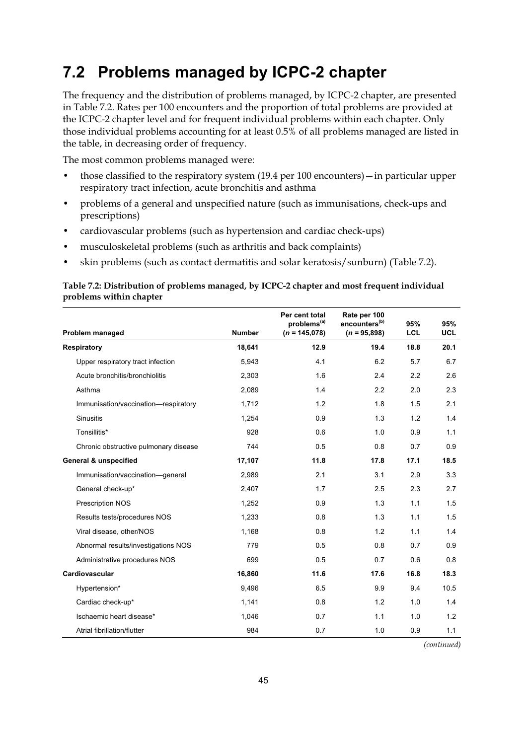## 7.2 Problems managed by ICPC-2 chapter

The frequency and the distribution of problems managed, by ICPC-2 chapter, are presented in Table 7.2. Rates per 100 encounters and the proportion of total problems are provided at the ICPC-2 chapter level and for frequent individual problems within each chapter. Only those individual problems accounting for at least 0.5% of all problems managed are listed in the table, in decreasing order of frequency.

The most common problems managed were:

- those classified to the respiratory system (19.4 per 100 encounters)—in particular upper respiratory tract infection, acute bronchitis and asthma
- problems of a general and unspecified nature (such as immunisations, check-ups and prescriptions)
- cardiovascular problems (such as hypertension and cardiac check-ups)
- musculoskeletal problems (such as arthritis and back complaints)
- skin problems (such as contact dermatitis and solar keratosis/sunburn) (Table 7.2).

**Table 7.2: Distribution of problems managed, by ICPC-2 chapter and most frequent individual problems within chapter**

| Problem managed | Number | Per cent total problems[(a)] (*n* = 145,078) | Rate per 100 encounters[(b)] (*n* = 95,898) | 95% LCL | 95% UCL |
|---|---|---|---|---|---|
| **Respiratory** | **18,641** | **12.9** | **19.4** | **18.8** | **20.1** |
| Upper respiratory tract infection | 5,943 | 4.1 | 6.2 | 5.7 | 6.7 |
| Acute bronchitis/bronchiolitis | 2,303 | 1.6 | 2.4 | 2.2 | 2.6 |
| Asthma | 2,089 | 1.4 | 2.2 | 2.0 | 2.3 |
| Immunisation/vaccination—respiratory | 1,712 | 1.2 | 1.8 | 1.5 | 2.1 |
| Sinusitis | 1,254 | 0.9 | 1.3 | 1.2 | 1.4 |
| Tonsillitis* | 928 | 0.6 | 1.0 | 0.9 | 1.1 |
| Chronic obstructive pulmonary disease | 744 | 0.5 | 0.8 | 0.7 | 0.9 |
| **General & unspecified** | **17,107** | **11.8** | **17.8** | **17.1** | **18.5** |
| Immunisation/vaccination—general | 2,989 | 2.1 | 3.1 | 2.9 | 3.3 |
| General check-up* | 2,407 | 1.7 | 2.5 | 2.3 | 2.7 |
| Prescription NOS | 1,252 | 0.9 | 1.3 | 1.1 | 1.5 |
| Results tests/procedures NOS | 1,233 | 0.8 | 1.3 | 1.1 | 1.5 |
| Viral disease, other/NOS | 1,168 | 0.8 | 1.2 | 1.1 | 1.4 |
| Abnormal results/investigations NOS | 779 | 0.5 | 0.8 | 0.7 | 0.9 |
| Administrative procedures NOS | 699 | 0.5 | 0.7 | 0.6 | 0.8 |
| **Cardiovascular** | **16,860** | **11.6** | **17.6** | **16.8** | **18.3** |
| Hypertension* | 9,496 | 6.5 | 9.9 | 9.4 | 10.5 |
| Cardiac check-up* | 1,141 | 0.8 | 1.2 | 1.0 | 1.4 |
| Ischaemic heart disease* | 1,046 | 0.7 | 1.1 | 1.0 | 1.2 |
| Atrial fibrillation/flutter | 984 | 0.7 | 1.0 | 0.9 | 1.1 |

*(continued)*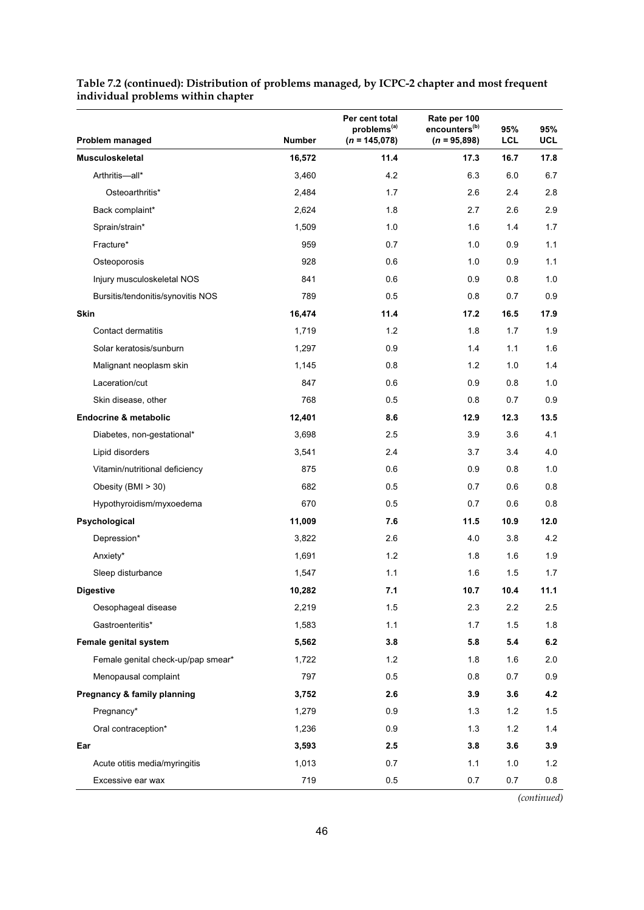**Table 7.2 (continued): Distribution of problems managed, by ICPC-2 chapter and most frequent individual problems within chapter**

| Problem managed | Number | Per cent total problems[(a)] ($n$ = 145,078) | Rate per 100 encounters[(b)] ($n$ = 95,898) | 95% LCL | 95% UCL |
|---|---|---|---|---|---|
| **Musculoskeletal** | **16,572** | **11.4** | **17.3** | **16.7** | **17.8** |
| Arthritis—all* | 3,460 | 4.2 | 6.3 | 6.0 | 6.7 |
| Osteoarthritis* | 2,484 | 1.7 | 2.6 | 2.4 | 2.8 |
| Back complaint* | 2,624 | 1.8 | 2.7 | 2.6 | 2.9 |
| Sprain/strain* | 1,509 | 1.0 | 1.6 | 1.4 | 1.7 |
| Fracture* | 959 | 0.7 | 1.0 | 0.9 | 1.1 |
| Osteoporosis | 928 | 0.6 | 1.0 | 0.9 | 1.1 |
| Injury musculoskeletal NOS | 841 | 0.6 | 0.9 | 0.8 | 1.0 |
| Bursitis/tendonitis/synovitis NOS | 789 | 0.5 | 0.8 | 0.7 | 0.9 |
| **Skin** | **16,474** | **11.4** | **17.2** | **16.5** | **17.9** |
| Contact dermatitis | 1,719 | 1.2 | 1.8 | 1.7 | 1.9 |
| Solar keratosis/sunburn | 1,297 | 0.9 | 1.4 | 1.1 | 1.6 |
| Malignant neoplasm skin | 1,145 | 0.8 | 1.2 | 1.0 | 1.4 |
| Laceration/cut | 847 | 0.6 | 0.9 | 0.8 | 1.0 |
| Skin disease, other | 768 | 0.5 | 0.8 | 0.7 | 0.9 |
| **Endocrine & metabolic** | **12,401** | **8.6** | **12.9** | **12.3** | **13.5** |
| Diabetes, non-gestational* | 3,698 | 2.5 | 3.9 | 3.6 | 4.1 |
| Lipid disorders | 3,541 | 2.4 | 3.7 | 3.4 | 4.0 |
| Vitamin/nutritional deficiency | 875 | 0.6 | 0.9 | 0.8 | 1.0 |
| Obesity (BMI > 30) | 682 | 0.5 | 0.7 | 0.6 | 0.8 |
| Hypothyroidism/myxoedema | 670 | 0.5 | 0.7 | 0.6 | 0.8 |
| **Psychological** | **11,009** | **7.6** | **11.5** | **10.9** | **12.0** |
| Depression* | 3,822 | 2.6 | 4.0 | 3.8 | 4.2 |
| Anxiety* | 1,691 | 1.2 | 1.8 | 1.6 | 1.9 |
| Sleep disturbance | 1,547 | 1.1 | 1.6 | 1.5 | 1.7 |
| **Digestive** | **10,282** | **7.1** | **10.7** | **10.4** | **11.1** |
| Oesophageal disease | 2,219 | 1.5 | 2.3 | 2.2 | 2.5 |
| Gastroenteritis* | 1,583 | 1.1 | 1.7 | 1.5 | 1.8 |
| **Female genital system** | **5,562** | **3.8** | **5.8** | **5.4** | **6.2** |
| Female genital check-up/pap smear* | 1,722 | 1.2 | 1.8 | 1.6 | 2.0 |
| Menopausal complaint | 797 | 0.5 | 0.8 | 0.7 | 0.9 |
| **Pregnancy & family planning** | **3,752** | **2.6** | **3.9** | **3.6** | **4.2** |
| Pregnancy* | 1,279 | 0.9 | 1.3 | 1.2 | 1.5 |
| Oral contraception* | 1,236 | 0.9 | 1.3 | 1.2 | 1.4 |
| **Ear** | **3,593** | **2.5** | **3.8** | **3.6** | **3.9** |
| Acute otitis media/myringitis | 1,013 | 0.7 | 1.1 | 1.0 | 1.2 |
| Excessive ear wax | 719 | 0.5 | 0.7 | 0.7 | 0.8 |

*(continued)*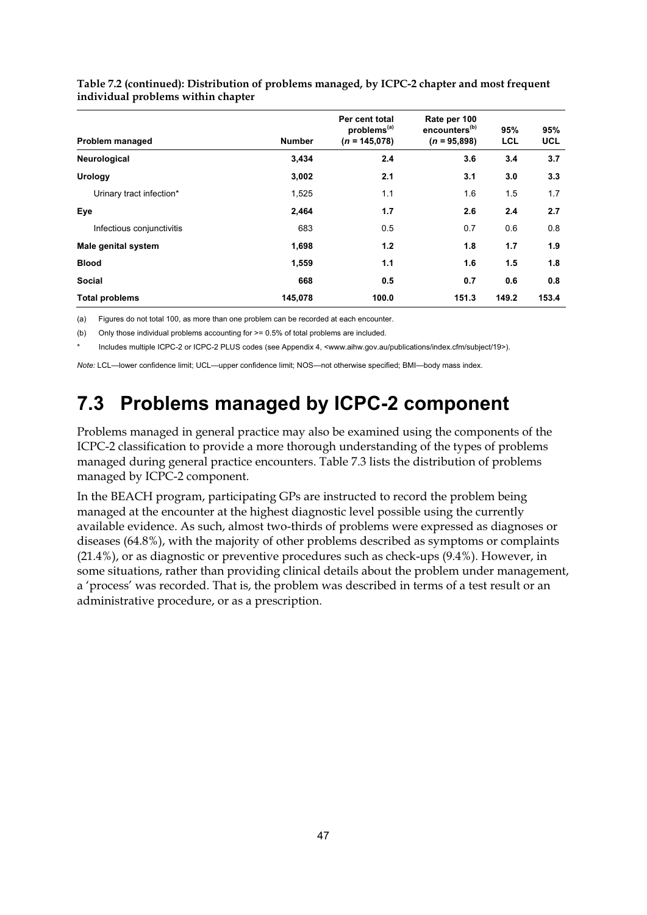**Table 7.2 (continued): Distribution of problems managed, by ICPC-2 chapter and most frequent individual problems within chapter**

| Problem managed | Number | Per cent total problems[(a)] (*n* = 145,078) | Rate per 100 encounters[(b)] (*n* = 95,898) | 95% LCL | 95% UCL |
|---|---|---|---|---|---|
| **Neurological** | **3,434** | **2.4** | **3.6** | **3.4** | **3.7** |
| **Urology** | **3,002** | **2.1** | **3.1** | **3.0** | **3.3** |
| Urinary tract infection* | 1,525 | 1.1 | 1.6 | 1.5 | 1.7 |
| **Eye** | **2,464** | **1.7** | **2.6** | **2.4** | **2.7** |
| Infectious conjunctivitis | 683 | 0.5 | 0.7 | 0.6 | 0.8 |
| **Male genital system** | **1,698** | **1.2** | **1.8** | **1.7** | **1.9** |
| **Blood** | **1,559** | **1.1** | **1.6** | **1.5** | **1.8** |
| **Social** | **668** | **0.5** | **0.7** | **0.6** | **0.8** |
| **Total problems** | **145,078** | **100.0** | **151.3** | **149.2** | **153.4** |

(a) Figures do not total 100, as more than one problem can be recorded at each encounter.

(b) Only those individual problems accounting for >= 0.5% of total problems are included.

\* Includes multiple ICPC-2 or ICPC-2 PLUS codes (see Appendix 4, <www.aihw.gov.au/publications/index.cfm/subject/19>).

*Note:* LCL—lower confidence limit; UCL—upper confidence limit; NOS—not otherwise specified; BMI—body mass index.

## 7.3 Problems managed by ICPC-2 component

Problems managed in general practice may also be examined using the components of the ICPC-2 classification to provide a more thorough understanding of the types of problems managed during general practice encounters. Table 7.3 lists the distribution of problems managed by ICPC-2 component.

In the BEACH program, participating GPs are instructed to record the problem being managed at the encounter at the highest diagnostic level possible using the currently available evidence. As such, almost two-thirds of problems were expressed as diagnoses or diseases (64.8%), with the majority of other problems described as symptoms or complaints (21.4%), or as diagnostic or preventive procedures such as check-ups (9.4%). However, in some situations, rather than providing clinical details about the problem under management, a 'process' was recorded. That is, the problem was described in terms of a test result or an administrative procedure, or as a prescription.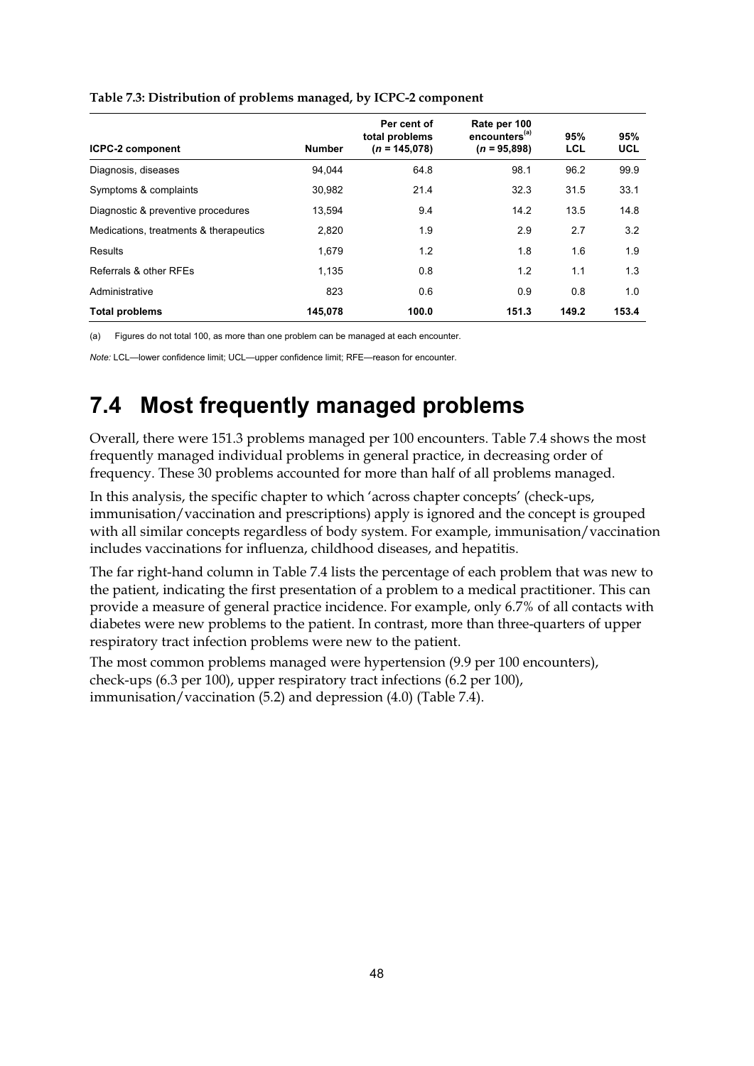**Table 7.3: Distribution of problems managed, by ICPC-2 component**

| ICPC-2 component | Number | Per cent of total problems ($n$ = 145,078) | Rate per 100 encounters[(a)] ($n$ = 95,898) | 95% LCL | 95% UCL |
|---|---|---|---|---|---|
| Diagnosis, diseases | 94,044 | 64.8 | 98.1 | 96.2 | 99.9 |
| Symptoms & complaints | 30,982 | 21.4 | 32.3 | 31.5 | 33.1 |
| Diagnostic & preventive procedures | 13,594 | 9.4 | 14.2 | 13.5 | 14.8 |
| Medications, treatments & therapeutics | 2,820 | 1.9 | 2.9 | 2.7 | 3.2 |
| Results | 1,679 | 1.2 | 1.8 | 1.6 | 1.9 |
| Referrals & other RFEs | 1,135 | 0.8 | 1.2 | 1.1 | 1.3 |
| Administrative | 823 | 0.6 | 0.9 | 0.8 | 1.0 |
| **Total problems** | **145,078** | **100.0** | **151.3** | **149.2** | **153.4** |

(a) Figures do not total 100, as more than one problem can be managed at each encounter.

*Note:* LCL—lower confidence limit; UCL—upper confidence limit; RFE—reason for encounter.

## 7.4 Most frequently managed problems

Overall, there were 151.3 problems managed per 100 encounters. Table 7.4 shows the most frequently managed individual problems in general practice, in decreasing order of frequency. These 30 problems accounted for more than half of all problems managed.

In this analysis, the specific chapter to which 'across chapter concepts' (check-ups, immunisation/vaccination and prescriptions) apply is ignored and the concept is grouped with all similar concepts regardless of body system. For example, immunisation/vaccination includes vaccinations for influenza, childhood diseases, and hepatitis.

The far right-hand column in Table 7.4 lists the percentage of each problem that was new to the patient, indicating the first presentation of a problem to a medical practitioner. This can provide a measure of general practice incidence. For example, only 6.7% of all contacts with diabetes were new problems to the patient. In contrast, more than three-quarters of upper respiratory tract infection problems were new to the patient.

The most common problems managed were hypertension (9.9 per 100 encounters), check-ups (6.3 per 100), upper respiratory tract infections (6.2 per 100), immunisation/vaccination (5.2) and depression (4.0) (Table 7.4).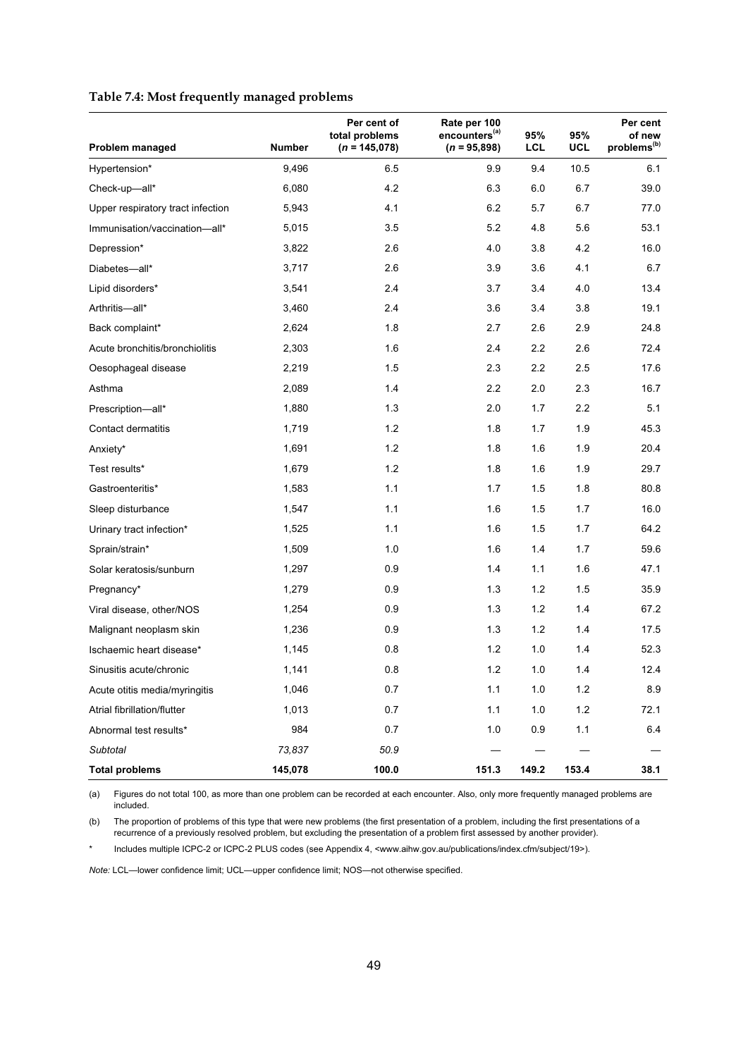**Table 7.4: Most frequently managed problems**

| Problem managed | Number | Per cent of total problems ($n$ = 145,078) | Rate per 100 encounters[(a)] ($n$ = 95,898) | 95% LCL | 95% UCL | Per cent of new problems[(b)] |
|---|---|---|---|---|---|---|
| Hypertension* | 9,496 | 6.5 | 9.9 | 9.4 | 10.5 | 6.1 |
| Check-up—all* | 6,080 | 4.2 | 6.3 | 6.0 | 6.7 | 39.0 |
| Upper respiratory tract infection | 5,943 | 4.1 | 6.2 | 5.7 | 6.7 | 77.0 |
| Immunisation/vaccination—all* | 5,015 | 3.5 | 5.2 | 4.8 | 5.6 | 53.1 |
| Depression* | 3,822 | 2.6 | 4.0 | 3.8 | 4.2 | 16.0 |
| Diabetes—all* | 3,717 | 2.6 | 3.9 | 3.6 | 4.1 | 6.7 |
| Lipid disorders* | 3,541 | 2.4 | 3.7 | 3.4 | 4.0 | 13.4 |
| Arthritis—all* | 3,460 | 2.4 | 3.6 | 3.4 | 3.8 | 19.1 |
| Back complaint* | 2,624 | 1.8 | 2.7 | 2.6 | 2.9 | 24.8 |
| Acute bronchitis/bronchiolitis | 2,303 | 1.6 | 2.4 | 2.2 | 2.6 | 72.4 |
| Oesophageal disease | 2,219 | 1.5 | 2.3 | 2.2 | 2.5 | 17.6 |
| Asthma | 2,089 | 1.4 | 2.2 | 2.0 | 2.3 | 16.7 |
| Prescription—all* | 1,880 | 1.3 | 2.0 | 1.7 | 2.2 | 5.1 |
| Contact dermatitis | 1,719 | 1.2 | 1.8 | 1.7 | 1.9 | 45.3 |
| Anxiety* | 1,691 | 1.2 | 1.8 | 1.6 | 1.9 | 20.4 |
| Test results* | 1,679 | 1.2 | 1.8 | 1.6 | 1.9 | 29.7 |
| Gastroenteritis* | 1,583 | 1.1 | 1.7 | 1.5 | 1.8 | 80.8 |
| Sleep disturbance | 1,547 | 1.1 | 1.6 | 1.5 | 1.7 | 16.0 |
| Urinary tract infection* | 1,525 | 1.1 | 1.6 | 1.5 | 1.7 | 64.2 |
| Sprain/strain* | 1,509 | 1.0 | 1.6 | 1.4 | 1.7 | 59.6 |
| Solar keratosis/sunburn | 1,297 | 0.9 | 1.4 | 1.1 | 1.6 | 47.1 |
| Pregnancy* | 1,279 | 0.9 | 1.3 | 1.2 | 1.5 | 35.9 |
| Viral disease, other/NOS | 1,254 | 0.9 | 1.3 | 1.2 | 1.4 | 67.2 |
| Malignant neoplasm skin | 1,236 | 0.9 | 1.3 | 1.2 | 1.4 | 17.5 |
| Ischaemic heart disease* | 1,145 | 0.8 | 1.2 | 1.0 | 1.4 | 52.3 |
| Sinusitis acute/chronic | 1,141 | 0.8 | 1.2 | 1.0 | 1.4 | 12.4 |
| Acute otitis media/myringitis | 1,046 | 0.7 | 1.1 | 1.0 | 1.2 | 8.9 |
| Atrial fibrillation/flutter | 1,013 | 0.7 | 1.1 | 1.0 | 1.2 | 72.1 |
| Abnormal test results* | 984 | 0.7 | 1.0 | 0.9 | 1.1 | 6.4 |
| *Subtotal* | *73,837* | *50.9* | — | — | — | — |
| **Total problems** | **145,078** | **100.0** | **151.3** | **149.2** | **153.4** | **38.1** |

(a) Figures do not total 100, as more than one problem can be recorded at each encounter. Also, only more frequently managed problems are included.

(b) The proportion of problems of this type that were new problems (the first presentation of a problem, including the first presentations of a recurrence of a previously resolved problem, but excluding the presentation of a problem first assessed by another provider).

\* Includes multiple ICPC-2 or ICPC-2 PLUS codes (see Appendix 4, <www.aihw.gov.au/publications/index.cfm/subject/19>).

*Note:* LCL—lower confidence limit; UCL—upper confidence limit; NOS—not otherwise specified.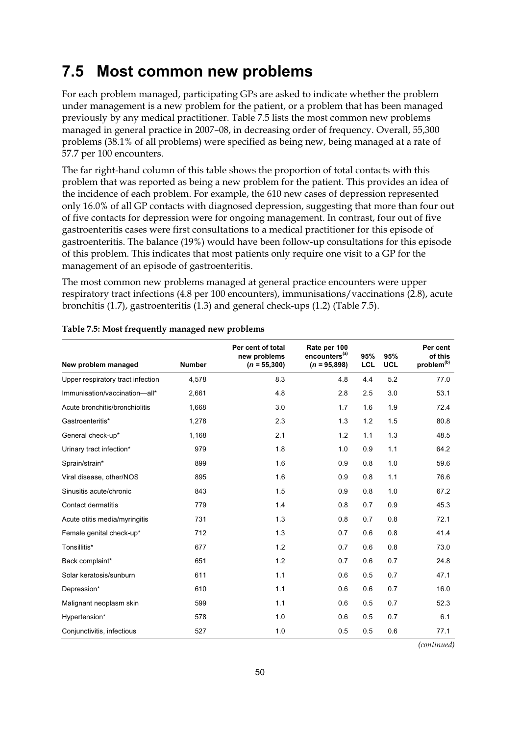## 7.5 Most common new problems

For each problem managed, participating GPs are asked to indicate whether the problem under management is a new problem for the patient, or a problem that has been managed previously by any medical practitioner. Table 7.5 lists the most common new problems managed in general practice in 2007–08, in decreasing order of frequency. Overall, 55,300 problems (38.1% of all problems) were specified as being new, being managed at a rate of 57.7 per 100 encounters.

The far right-hand column of this table shows the proportion of total contacts with this problem that was reported as being a new problem for the patient. This provides an idea of the incidence of each problem. For example, the 610 new cases of depression represented only 16.0% of all GP contacts with diagnosed depression, suggesting that more than four out of five contacts for depression were for ongoing management. In contrast, four out of five gastroenteritis cases were first consultations to a medical practitioner for this episode of gastroenteritis. The balance (19%) would have been follow-up consultations for this episode of this problem. This indicates that most patients only require one visit to a GP for the management of an episode of gastroenteritis.

The most common new problems managed at general practice encounters were upper respiratory tract infections (4.8 per 100 encounters), immunisations/vaccinations (2.8), acute bronchitis (1.7), gastroenteritis (1.3) and general check-ups (1.2) (Table 7.5).

**Table 7.5: Most frequently managed new problems**

| New problem managed | Number | Per cent of total new problems ($n$ = 55,300) | Rate per 100 encounters[(a)] ($n$ = 95,898) | 95% LCL | 95% UCL | Per cent of this problem[(b)] |
|---|---|---|---|---|---|---|
| Upper respiratory tract infection | 4,578 | 8.3 | 4.8 | 4.4 | 5.2 | 77.0 |
| Immunisation/vaccination—all* | 2,661 | 4.8 | 2.8 | 2.5 | 3.0 | 53.1 |
| Acute bronchitis/bronchiolitis | 1,668 | 3.0 | 1.7 | 1.6 | 1.9 | 72.4 |
| Gastroenteritis* | 1,278 | 2.3 | 1.3 | 1.2 | 1.5 | 80.8 |
| General check-up* | 1,168 | 2.1 | 1.2 | 1.1 | 1.3 | 48.5 |
| Urinary tract infection* | 979 | 1.8 | 1.0 | 0.9 | 1.1 | 64.2 |
| Sprain/strain* | 899 | 1.6 | 0.9 | 0.8 | 1.0 | 59.6 |
| Viral disease, other/NOS | 895 | 1.6 | 0.9 | 0.8 | 1.1 | 76.6 |
| Sinusitis acute/chronic | 843 | 1.5 | 0.9 | 0.8 | 1.0 | 67.2 |
| Contact dermatitis | 779 | 1.4 | 0.8 | 0.7 | 0.9 | 45.3 |
| Acute otitis media/myringitis | 731 | 1.3 | 0.8 | 0.7 | 0.8 | 72.1 |
| Female genital check-up* | 712 | 1.3 | 0.7 | 0.6 | 0.8 | 41.4 |
| Tonsillitis* | 677 | 1.2 | 0.7 | 0.6 | 0.8 | 73.0 |
| Back complaint* | 651 | 1.2 | 0.7 | 0.6 | 0.7 | 24.8 |
| Solar keratosis/sunburn | 611 | 1.1 | 0.6 | 0.5 | 0.7 | 47.1 |
| Depression* | 610 | 1.1 | 0.6 | 0.6 | 0.7 | 16.0 |
| Malignant neoplasm skin | 599 | 1.1 | 0.6 | 0.5 | 0.7 | 52.3 |
| Hypertension* | 578 | 1.0 | 0.6 | 0.5 | 0.7 | 6.1 |
| Conjunctivitis, infectious | 527 | 1.0 | 0.5 | 0.5 | 0.6 | 77.1 |

*(continued)*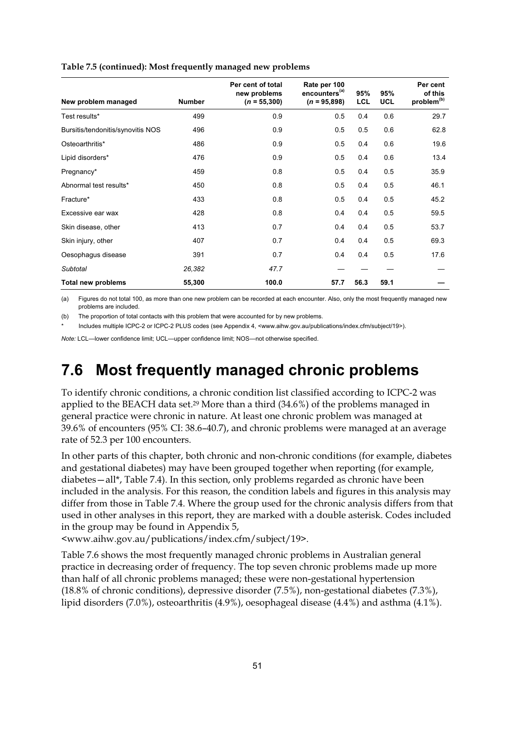**Table 7.5 (continued): Most frequently managed new problems**

| New problem managed | Number | Per cent of total new problems (*n* = 55,300) | Rate per 100 encounters[(a)] (*n* = 95,898) | 95% LCL | 95% UCL | Per cent of this problem[(b)] |
|---|---|---|---|---|---|---|
| Test results* | 499 | 0.9 | 0.5 | 0.4 | 0.6 | 29.7 |
| Bursitis/tendonitis/synovitis NOS | 496 | 0.9 | 0.5 | 0.5 | 0.6 | 62.8 |
| Osteoarthritis* | 486 | 0.9 | 0.5 | 0.4 | 0.6 | 19.6 |
| Lipid disorders* | 476 | 0.9 | 0.5 | 0.4 | 0.6 | 13.4 |
| Pregnancy* | 459 | 0.8 | 0.5 | 0.4 | 0.5 | 35.9 |
| Abnormal test results* | 450 | 0.8 | 0.5 | 0.4 | 0.5 | 46.1 |
| Fracture* | 433 | 0.8 | 0.5 | 0.4 | 0.5 | 45.2 |
| Excessive ear wax | 428 | 0.8 | 0.4 | 0.4 | 0.5 | 59.5 |
| Skin disease, other | 413 | 0.7 | 0.4 | 0.4 | 0.5 | 53.7 |
| Skin injury, other | 407 | 0.7 | 0.4 | 0.4 | 0.5 | 69.3 |
| Oesophagus disease | 391 | 0.7 | 0.4 | 0.4 | 0.5 | 17.6 |
| *Subtotal* | *26,382* | *47.7* | — | — | — | — |
| **Total new problems** | **55,300** | **100.0** | **57.7** | **56.3** | **59.1** | **—** |

(a) Figures do not total 100, as more than one new problem can be recorded at each encounter. Also, only the most frequently managed new problems are included.

(b) The proportion of total contacts with this problem that were accounted for by new problems.

\* Includes multiple ICPC-2 or ICPC-2 PLUS codes (see Appendix 4, <www.aihw.gov.au/publications/index.cfm/subject/19>).

*Note:* LCL—lower confidence limit; UCL—upper confidence limit; NOS—not otherwise specified.

# 7.6 Most frequently managed chronic problems

To identify chronic conditions, a chronic condition list classified according to ICPC-2 was applied to the BEACH data set.[29] More than a third (34.6%) of the problems managed in general practice were chronic in nature. At least one chronic problem was managed at 39.6% of encounters (95% CI: 38.6–40.7), and chronic problems were managed at an average rate of 52.3 per 100 encounters.

In other parts of this chapter, both chronic and non-chronic conditions (for example, diabetes and gestational diabetes) may have been grouped together when reporting (for example, diabetes—all*, Table 7.4). In this section, only problems regarded as chronic have been included in the analysis. For this reason, the condition labels and figures in this analysis may differ from those in Table 7.4. Where the group used for the chronic analysis differs from that used in other analyses in this report, they are marked with a double asterisk. Codes included in the group may be found in Appendix 5, <www.aihw.gov.au/publications/index.cfm/subject/19>.

Table 7.6 shows the most frequently managed chronic problems in Australian general practice in decreasing order of frequency. The top seven chronic problems made up more than half of all chronic problems managed; these were non-gestational hypertension (18.8% of chronic conditions), depressive disorder (7.5%), non-gestational diabetes (7.3%), lipid disorders (7.0%), osteoarthritis (4.9%), oesophageal disease (4.4%) and asthma (4.1%).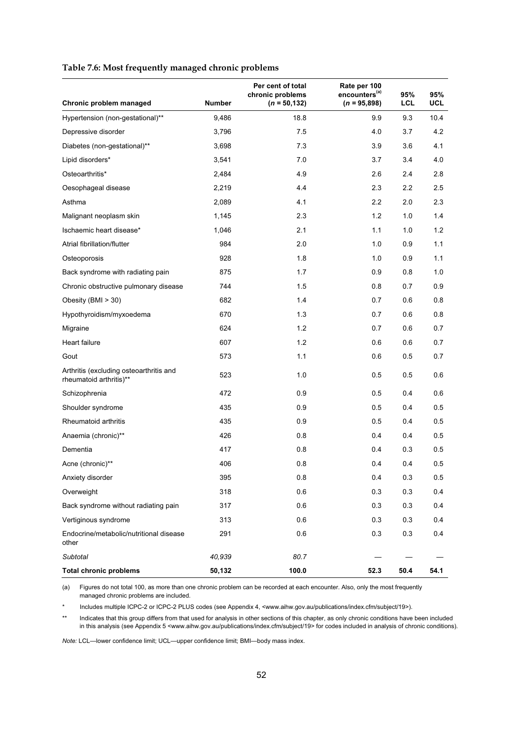**Table 7.6: Most frequently managed chronic problems**

| Chronic problem managed | Number | Per cent of total chronic problems (*n* = 50,132) | Rate per 100 encounters[(a)] (*n* = 95,898) | 95% LCL | 95% UCL |
|---|---|---|---|---|---|
| Hypertension (non-gestational)** | 9,486 | 18.8 | 9.9 | 9.3 | 10.4 |
| Depressive disorder | 3,796 | 7.5 | 4.0 | 3.7 | 4.2 |
| Diabetes (non-gestational)** | 3,698 | 7.3 | 3.9 | 3.6 | 4.1 |
| Lipid disorders* | 3,541 | 7.0 | 3.7 | 3.4 | 4.0 |
| Osteoarthritis* | 2,484 | 4.9 | 2.6 | 2.4 | 2.8 |
| Oesophageal disease | 2,219 | 4.4 | 2.3 | 2.2 | 2.5 |
| Asthma | 2,089 | 4.1 | 2.2 | 2.0 | 2.3 |
| Malignant neoplasm skin | 1,145 | 2.3 | 1.2 | 1.0 | 1.4 |
| Ischaemic heart disease* | 1,046 | 2.1 | 1.1 | 1.0 | 1.2 |
| Atrial fibrillation/flutter | 984 | 2.0 | 1.0 | 0.9 | 1.1 |
| Osteoporosis | 928 | 1.8 | 1.0 | 0.9 | 1.1 |
| Back syndrome with radiating pain | 875 | 1.7 | 0.9 | 0.8 | 1.0 |
| Chronic obstructive pulmonary disease | 744 | 1.5 | 0.8 | 0.7 | 0.9 |
| Obesity (BMI > 30) | 682 | 1.4 | 0.7 | 0.6 | 0.8 |
| Hypothyroidism/myxoedema | 670 | 1.3 | 0.7 | 0.6 | 0.8 |
| Migraine | 624 | 1.2 | 0.7 | 0.6 | 0.7 |
| Heart failure | 607 | 1.2 | 0.6 | 0.6 | 0.7 |
| Gout | 573 | 1.1 | 0.6 | 0.5 | 0.7 |
| Arthritis (excluding osteoarthritis and rheumatoid arthritis)** | 523 | 1.0 | 0.5 | 0.5 | 0.6 |
| Schizophrenia | 472 | 0.9 | 0.5 | 0.4 | 0.6 |
| Shoulder syndrome | 435 | 0.9 | 0.5 | 0.4 | 0.5 |
| Rheumatoid arthritis | 435 | 0.9 | 0.5 | 0.4 | 0.5 |
| Anaemia (chronic)** | 426 | 0.8 | 0.4 | 0.4 | 0.5 |
| Dementia | 417 | 0.8 | 0.4 | 0.3 | 0.5 |
| Acne (chronic)** | 406 | 0.8 | 0.4 | 0.4 | 0.5 |
| Anxiety disorder | 395 | 0.8 | 0.4 | 0.3 | 0.5 |
| Overweight | 318 | 0.6 | 0.3 | 0.3 | 0.4 |
| Back syndrome without radiating pain | 317 | 0.6 | 0.3 | 0.3 | 0.4 |
| Vertiginous syndrome | 313 | 0.6 | 0.3 | 0.3 | 0.4 |
| Endocrine/metabolic/nutritional disease other | 291 | 0.6 | 0.3 | 0.3 | 0.4 |
| *Subtotal* | *40,939* | *80.7* | — | — | — |
| **Total chronic problems** | **50,132** | **100.0** | **52.3** | **50.4** | **54.1** |

(a) Figures do not total 100, as more than one chronic problem can be recorded at each encounter. Also, only the most frequently managed chronic problems are included.

\* Includes multiple ICPC-2 or ICPC-2 PLUS codes (see Appendix 4, <www.aihw.gov.au/publications/index.cfm/subject/19>).

\*\* Indicates that this group differs from that used for analysis in other sections of this chapter, as only chronic conditions have been included in this analysis (see Appendix 5 <www.aihw.gov.au/publications/index.cfm/subject/19> for codes included in analysis of chronic conditions).

*Note:* LCL—lower confidence limit; UCL—upper confidence limit; BMI—body mass index.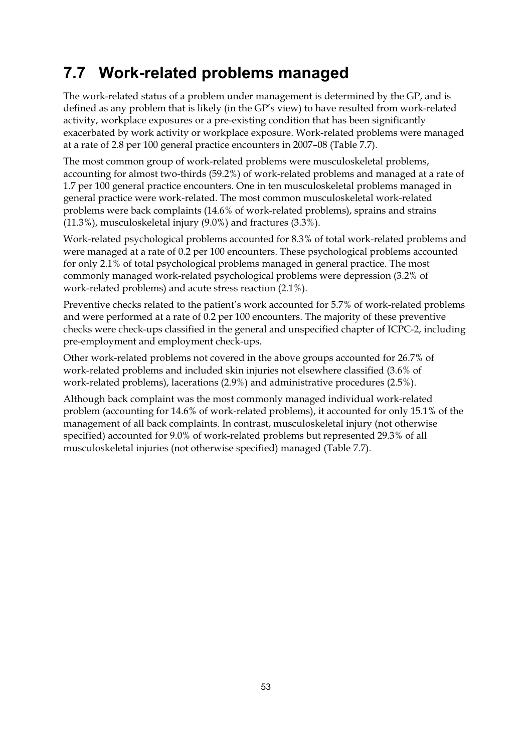## 7.7 Work-related problems managed

The work-related status of a problem under management is determined by the GP, and is defined as any problem that is likely (in the GP's view) to have resulted from work-related activity, workplace exposures or a pre-existing condition that has been significantly exacerbated by work activity or workplace exposure. Work-related problems were managed at a rate of 2.8 per 100 general practice encounters in 2007–08 (Table 7.7).

The most common group of work-related problems were musculoskeletal problems, accounting for almost two-thirds (59.2%) of work-related problems and managed at a rate of 1.7 per 100 general practice encounters. One in ten musculoskeletal problems managed in general practice were work-related. The most common musculoskeletal work-related problems were back complaints (14.6% of work-related problems), sprains and strains (11.3%), musculoskeletal injury (9.0%) and fractures (3.3%).

Work-related psychological problems accounted for 8.3% of total work-related problems and were managed at a rate of 0.2 per 100 encounters. These psychological problems accounted for only 2.1% of total psychological problems managed in general practice. The most commonly managed work-related psychological problems were depression (3.2% of work-related problems) and acute stress reaction (2.1%).

Preventive checks related to the patient's work accounted for 5.7% of work-related problems and were performed at a rate of 0.2 per 100 encounters. The majority of these preventive checks were check-ups classified in the general and unspecified chapter of ICPC-2, including pre-employment and employment check-ups.

Other work-related problems not covered in the above groups accounted for 26.7% of work-related problems and included skin injuries not elsewhere classified (3.6% of work-related problems), lacerations (2.9%) and administrative procedures (2.5%).

Although back complaint was the most commonly managed individual work-related problem (accounting for 14.6% of work-related problems), it accounted for only 15.1% of the management of all back complaints. In contrast, musculoskeletal injury (not otherwise specified) accounted for 9.0% of work-related problems but represented 29.3% of all musculoskeletal injuries (not otherwise specified) managed (Table 7.7).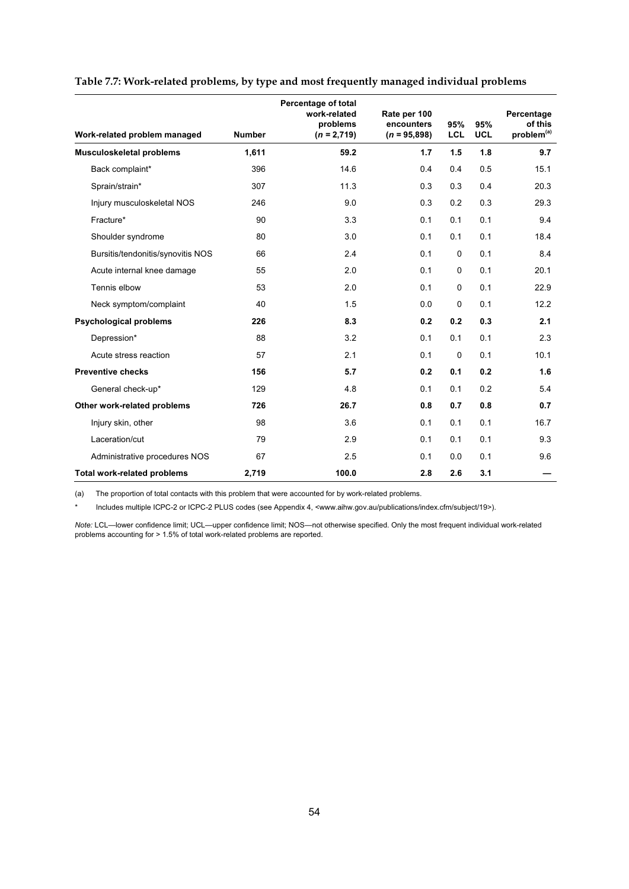**Table 7.7: Work-related problems, by type and most frequently managed individual problems**

| Work-related problem managed | Number | Percentage of total work-related problems ($n$ = 2,719) | Rate per 100 encounters ($n$ = 95,898) | 95% LCL | 95% UCL | Percentage of this problem[(a)] |
|---|---|---|---|---|---|---|
| **Musculoskeletal problems** | **1,611** | **59.2** | **1.7** | **1.5** | **1.8** | **9.7** |
| Back complaint* | 396 | 14.6 | 0.4 | 0.4 | 0.5 | 15.1 |
| Sprain/strain* | 307 | 11.3 | 0.3 | 0.3 | 0.4 | 20.3 |
| Injury musculoskeletal NOS | 246 | 9.0 | 0.3 | 0.2 | 0.3 | 29.3 |
| Fracture* | 90 | 3.3 | 0.1 | 0.1 | 0.1 | 9.4 |
| Shoulder syndrome | 80 | 3.0 | 0.1 | 0.1 | 0.1 | 18.4 |
| Bursitis/tendonitis/synovitis NOS | 66 | 2.4 | 0.1 | 0 | 0.1 | 8.4 |
| Acute internal knee damage | 55 | 2.0 | 0.1 | 0 | 0.1 | 20.1 |
| Tennis elbow | 53 | 2.0 | 0.1 | 0 | 0.1 | 22.9 |
| Neck symptom/complaint | 40 | 1.5 | 0.0 | 0 | 0.1 | 12.2 |
| **Psychological problems** | **226** | **8.3** | **0.2** | **0.2** | **0.3** | **2.1** |
| Depression* | 88 | 3.2 | 0.1 | 0.1 | 0.1 | 2.3 |
| Acute stress reaction | 57 | 2.1 | 0.1 | 0 | 0.1 | 10.1 |
| **Preventive checks** | **156** | **5.7** | **0.2** | **0.1** | **0.2** | **1.6** |
| General check-up* | 129 | 4.8 | 0.1 | 0.1 | 0.2 | 5.4 |
| **Other work-related problems** | **726** | **26.7** | **0.8** | **0.7** | **0.8** | **0.7** |
| Injury skin, other | 98 | 3.6 | 0.1 | 0.1 | 0.1 | 16.7 |
| Laceration/cut | 79 | 2.9 | 0.1 | 0.1 | 0.1 | 9.3 |
| Administrative procedures NOS | 67 | 2.5 | 0.1 | 0.0 | 0.1 | 9.6 |
| **Total work-related problems** | **2,719** | **100.0** | **2.8** | **2.6** | **3.1** | **—** |

(a) The proportion of total contacts with this problem that were accounted for by work-related problems.

\* Includes multiple ICPC-2 or ICPC-2 PLUS codes (see Appendix 4, <www.aihw.gov.au/publications/index.cfm/subject/19>).

*Note:* LCL—lower confidence limit; UCL—upper confidence limit; NOS—not otherwise specified. Only the most frequent individual work-related problems accounting for > 1.5% of total work-related problems are reported.